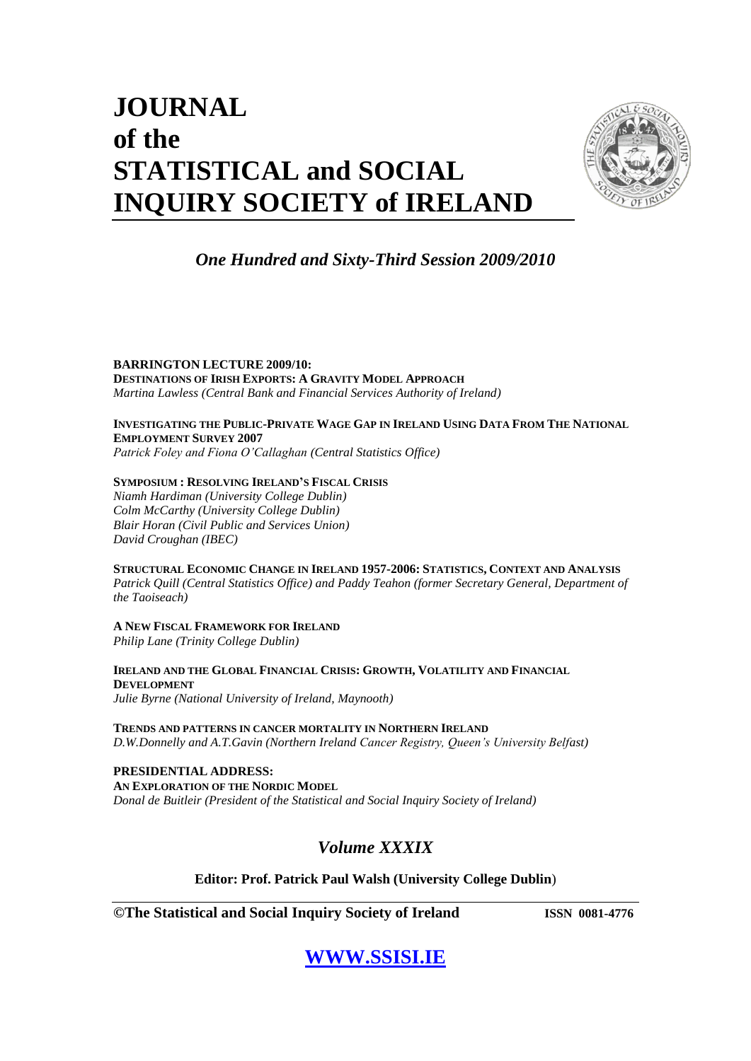# JOURNAL of the STATISTICAL and SOCIAL INQUIRY SOCIETY of IRELAND

*One Hundred and Sixty-Third Session 2009/2010*

**BARRINGTON LECTURE 2009/10:**
**DESTINATIONS OF IRISH EXPORTS: A GRAVITY MODEL APPROACH**
*Martina Lawless (Central Bank and Financial Services Authority of Ireland)*

**INVESTIGATING THE PUBLIC-PRIVATE WAGE GAP IN IRELAND USING DATA FROM THE NATIONAL EMPLOYMENT SURVEY 2007**
*Patrick Foley and Fiona O'Callaghan (Central Statistics Office)*

**SYMPOSIUM : RESOLVING IRELAND'S FISCAL CRISIS**
*Niamh Hardiman (University College Dublin)*
*Colm McCarthy (University College Dublin)*
*Blair Horan (Civil Public and Services Union)*
*David Croughan (IBEC)*

**STRUCTURAL ECONOMIC CHANGE IN IRELAND 1957-2006: STATISTICS, CONTEXT AND ANALYSIS**
*Patrick Quill (Central Statistics Office) and Paddy Teahon (former Secretary General, Department of the Taoiseach)*

**A NEW FISCAL FRAMEWORK FOR IRELAND**
*Philip Lane (Trinity College Dublin)*

**IRELAND AND THE GLOBAL FINANCIAL CRISIS: GROWTH, VOLATILITY AND FINANCIAL DEVELOPMENT**
*Julie Byrne (National University of Ireland, Maynooth)*

**TRENDS AND PATTERNS IN CANCER MORTALITY IN NORTHERN IRELAND**
*D.W.Donnelly and A.T.Gavin (Northern Ireland Cancer Registry, Queen's University Belfast)*

**PRESIDENTIAL ADDRESS:**
**AN EXPLORATION OF THE NORDIC MODEL**
*Donal de Buitleir (President of the Statistical and Social Inquiry Society of Ireland)*

## *Volume XXXIX*

**Editor: Prof. Patrick Paul Walsh (University College Dublin)**

**©The Statistical and Social Inquiry Society of Ireland** **ISSN 0081-4776**

**WWW.SSISI.IE**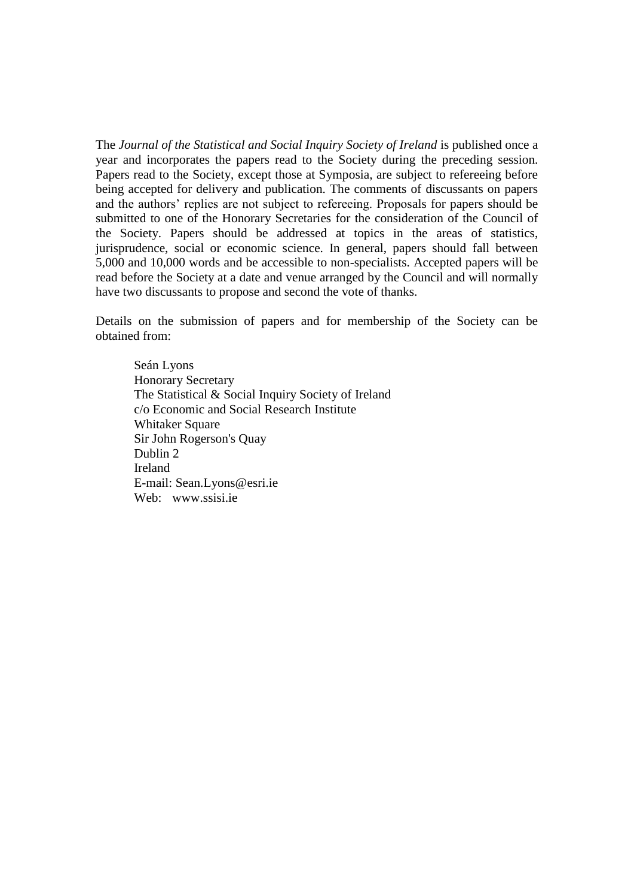The *Journal of the Statistical and Social Inquiry Society of Ireland* is published once a year and incorporates the papers read to the Society during the preceding session. Papers read to the Society, except those at Symposia, are subject to refereeing before being accepted for delivery and publication. The comments of discussants on papers and the authors' replies are not subject to refereeing. Proposals for papers should be submitted to one of the Honorary Secretaries for the consideration of the Council of the Society. Papers should be addressed at topics in the areas of statistics, jurisprudence, social or economic science. In general, papers should fall between 5,000 and 10,000 words and be accessible to non-specialists. Accepted papers will be read before the Society at a date and venue arranged by the Council and will normally have two discussants to propose and second the vote of thanks.

Details on the submission of papers and for membership of the Society can be obtained from:

> Seán Lyons  
> Honorary Secretary  
> The Statistical & Social Inquiry Society of Ireland  
> c/o Economic and Social Research Institute  
> Whitaker Square  
> Sir John Rogerson's Quay  
> Dublin 2  
> Ireland  
> E-mail: Sean.Lyons@esri.ie  
> Web: www.ssisi.ie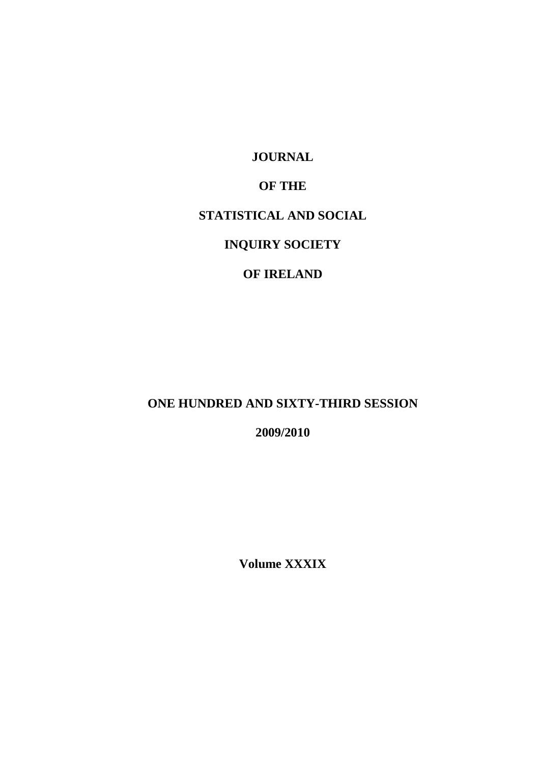**JOURNAL**

**OF THE**

**STATISTICAL AND SOCIAL**

**INQUIRY SOCIETY**

**OF IRELAND**

**ONE HUNDRED AND SIXTY-THIRD SESSION**

**2009/2010**

**Volume XXXIX**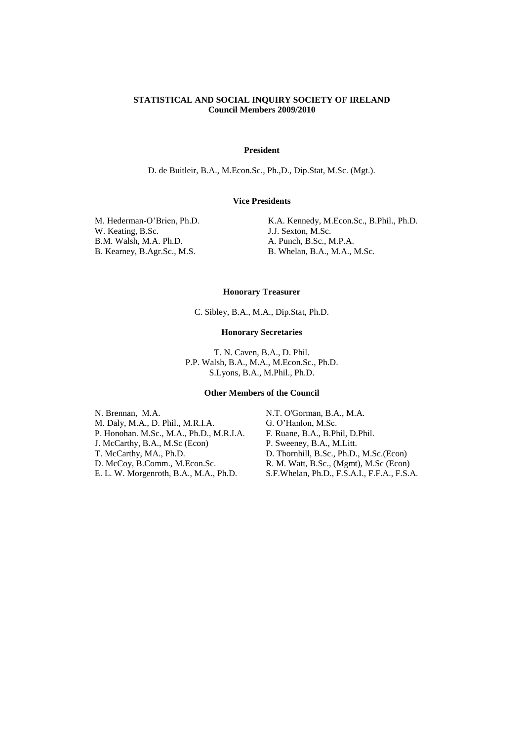**STATISTICAL AND SOCIAL INQUIRY SOCIETY OF IRELAND**
**Council Members 2009/2010**

**President**

D. de Buitleir, B.A., M.Econ.Sc., Ph.,D., Dip.Stat, M.Sc. (Mgt.).

**Vice Presidents**

M. Hederman-O'Brien, Ph.D.
W. Keating, B.Sc.
B.M. Walsh, M.A. Ph.D.
B. Kearney, B.Agr.Sc., M.S.
K.A. Kennedy, M.Econ.Sc., B.Phil., Ph.D.
J.J. Sexton, M.Sc.
A. Punch, B.Sc., M.P.A.
B. Whelan, B.A., M.A., M.Sc.

**Honorary Treasurer**

C. Sibley, B.A., M.A., Dip.Stat, Ph.D.

**Honorary Secretaries**

T. N. Caven, B.A., D. Phil.
P.P. Walsh, B.A., M.A., M.Econ.Sc., Ph.D.
S.Lyons, B.A., M.Phil., Ph.D.

**Other Members of the Council**

N. Brennan, M.A.
M. Daly, M.A., D. Phil., M.R.I.A.
P. Honohan. M.Sc., M.A., Ph.D., M.R.I.A.
J. McCarthy, B.A., M.Sc (Econ)
T. McCarthy, MA., Ph.D.
D. McCoy, B.Comm., M.Econ.Sc.
E. L. W. Morgenroth, B.A., M.A., Ph.D.
N.T. O'Gorman, B.A., M.A.
G. O'Hanlon, M.Sc.
F. Ruane, B.A., B.Phil, D.Phil.
P. Sweeney, B.A., M.Litt.
D. Thornhill, B.Sc., Ph.D., M.Sc.(Econ)
R. M. Watt, B.Sc., (Mgmt), M.Sc (Econ)
S.F.Whelan, Ph.D., F.S.A.I., F.F.A., F.S.A.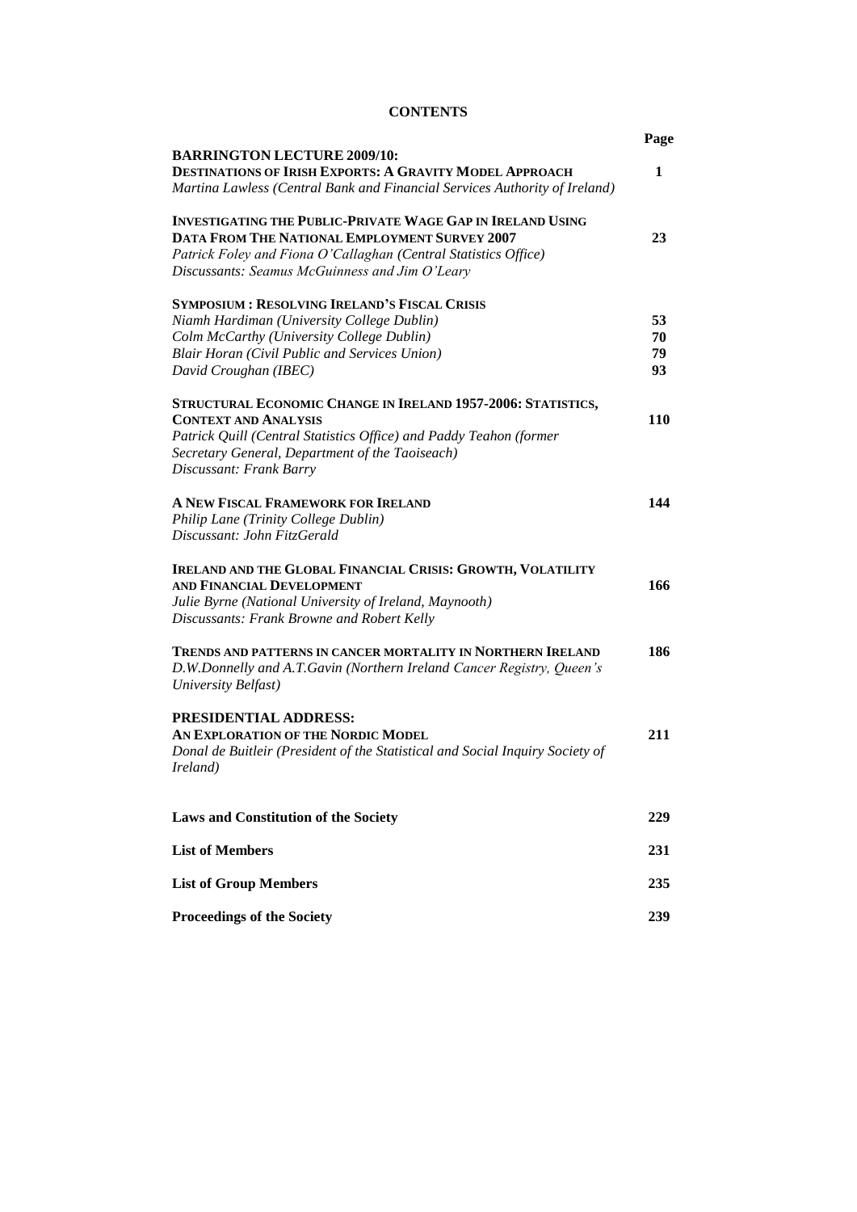# CONTENTS

| | Page |
|---|---|
| **BARRINGTON LECTURE 2009/10:**<br>**DESTINATIONS OF IRISH EXPORTS: A GRAVITY MODEL APPROACH**<br>*Martina Lawless (Central Bank and Financial Services Authority of Ireland)* | **1** |
| **INVESTIGATING THE PUBLIC-PRIVATE WAGE GAP IN IRELAND USING DATA FROM THE NATIONAL EMPLOYMENT SURVEY 2007**<br>*Patrick Foley and Fiona O'Callaghan (Central Statistics Office)*<br>*Discussants: Seamus McGuinness and Jim O'Leary* | **23** |
| **SYMPOSIUM : RESOLVING IRELAND'S FISCAL CRISIS** | |
| *Niamh Hardiman (University College Dublin)* | **53** |
| *Colm McCarthy (University College Dublin)* | **70** |
| *Blair Horan (Civil Public and Services Union)* | **79** |
| *David Croughan (IBEC)* | **93** |
| **STRUCTURAL ECONOMIC CHANGE IN IRELAND 1957-2006: STATISTICS, CONTEXT AND ANALYSIS**<br>*Patrick Quill (Central Statistics Office) and Paddy Teahon (former Secretary General, Department of the Taoiseach)*<br>*Discussant: Frank Barry* | **110** |
| **A NEW FISCAL FRAMEWORK FOR IRELAND**<br>*Philip Lane (Trinity College Dublin)*<br>*Discussant: John FitzGerald* | **144** |
| **IRELAND AND THE GLOBAL FINANCIAL CRISIS: GROWTH, VOLATILITY AND FINANCIAL DEVELOPMENT**<br>*Julie Byrne (National University of Ireland, Maynooth)*<br>*Discussants: Frank Browne and Robert Kelly* | **166** |
| **TRENDS AND PATTERNS IN CANCER MORTALITY IN NORTHERN IRELAND**<br>*D.W.Donnelly and A.T.Gavin (Northern Ireland Cancer Registry, Queen's University Belfast)* | **186** |
| **PRESIDENTIAL ADDRESS:**<br>**AN EXPLORATION OF THE NORDIC MODEL**<br>*Donal de Buitleir (President of the Statistical and Social Inquiry Society of Ireland)* | **211** |
| **Laws and Constitution of the Society** | **229** |
| **List of Members** | **231** |
| **List of Group Members** | **235** |
| **Proceedings of the Society** | **239** |